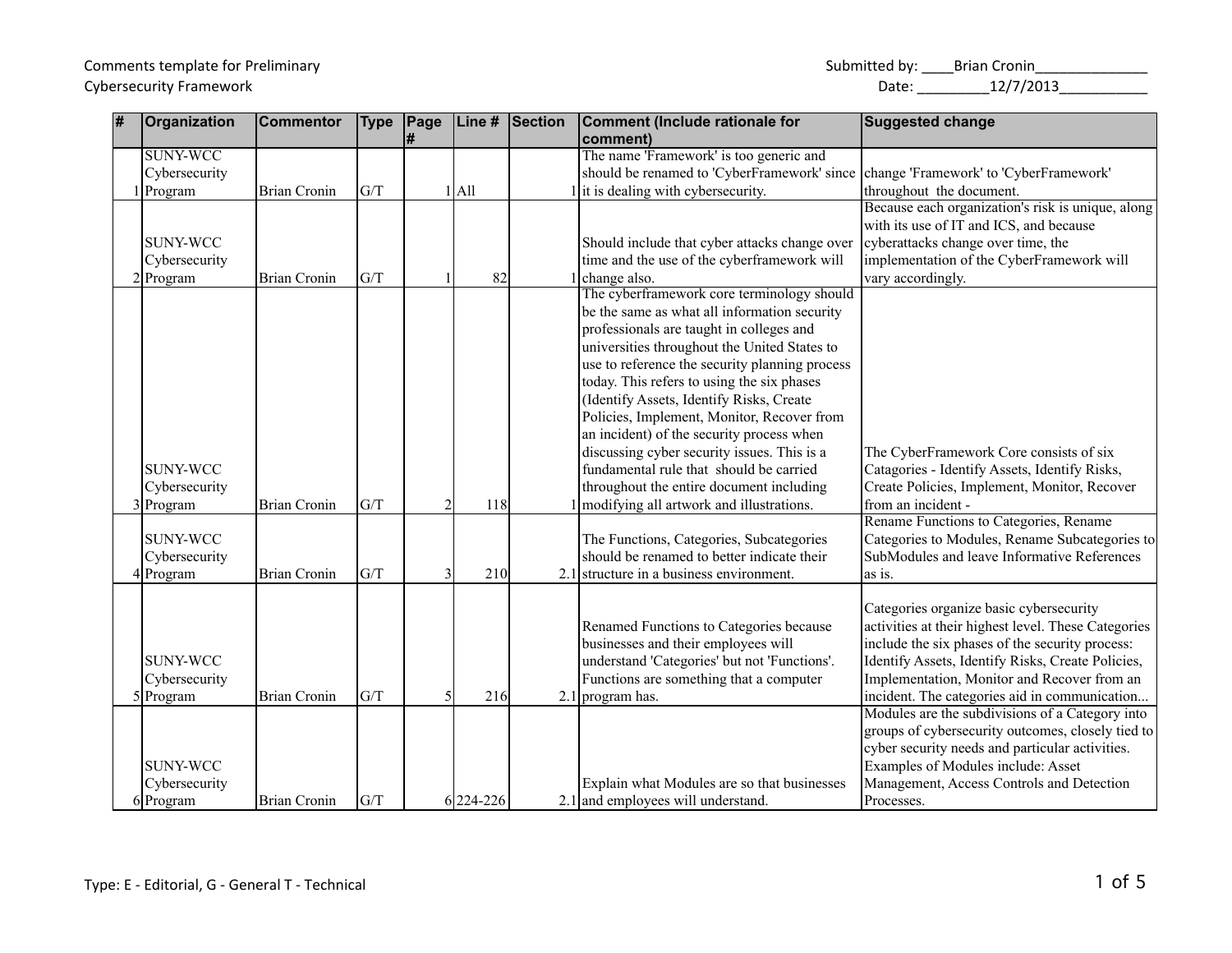Comments template for Preliminary Cybersecurity Framework

Submitted by: ____Brian Cronin______________

Date: _________12/7/2013___________

| # | Organization | Commentor | Type | Page # | Line # | Section | Comment (Include rationale for comment) | Suggested change |
|---|---|---|---|---|---|---|---|---|
| 1 | SUNY-WCC Cybersecurity Program | Brian Cronin | G/T | 1 | All | 1 | The name 'Framework' is too generic and should be renamed to 'CyberFramework' since it is dealing with cybersecurity. | change 'Framework' to 'CyberFramework' throughout the document. |
| 2 | SUNY-WCC Cybersecurity Program | Brian Cronin | G/T | 1 | 82 | 1 | Should include that cyber attacks change over time and the use of the cyberframework will change also. | Because each organization's risk is unique, along with its use of IT and ICS, and because cyberattacks change over time, the implementation of the CyberFramework will vary accordingly. |
| 3 | SUNY-WCC Cybersecurity Program | Brian Cronin | G/T | 2 | 118 | 1 | The cyberframework core terminology should be the same as what all information security professionals are taught in colleges and universities throughout the United States to use to reference the security planning process today. This refers to using the six phases (Identify Assets, Identify Risks, Create Policies, Implement, Monitor, Recover from an incident) of the security process when discussing cyber security issues. This is a fundamental rule that should be carried throughout the entire document including modifying all artwork and illustrations. | The CyberFramework Core consists of six Catagories - Identify Assets, Identify Risks, Create Policies, Implement, Monitor, Recover from an incident - |
| 4 | SUNY-WCC Cybersecurity Program | Brian Cronin | G/T | 3 | 210 | 2.1 | The Functions, Categories, Subcategories should be renamed to better indicate their structure in a business environment. | Rename Functions to Categories, Rename Categories to Modules, Rename Subcategories to SubModules and leave Informative References as is. |
| 5 | SUNY-WCC Cybersecurity Program | Brian Cronin | G/T | 5 | 216 | 2.1 | Renamed Functions to Categories because businesses and their employees will understand 'Categories' but not 'Functions'. Functions are something that a computer program has. | Categories organize basic cybersecurity activities at their highest level. These Categories include the six phases of the security process: Identify Assets, Identify Risks, Create Policies, Implementation, Monitor and Recover from an incident. The categories aid in communication... |
| 6 | SUNY-WCC Cybersecurity Program | Brian Cronin | G/T | 6 | 224-226 | 2.1 | Explain what Modules are so that businesses and employees will understand. | Modules are the subdivisions of a Category into groups of cybersecurity outcomes, closely tied to cyber security needs and particular activities. Examples of Modules include: Asset Management, Access Controls and Detection Processes. |

Type: E - Editorial, G - General T - Technical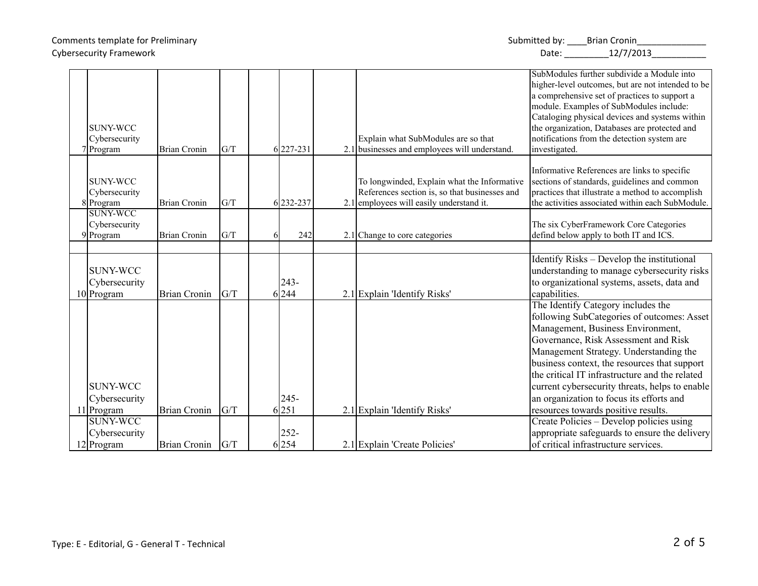Comments template for Preliminary Cybersecurity Framework

Submitted by: ____Brian Cronin______________

Date: _________12/7/2013___________

| # | Organization | Commenter | Type | Page # | Line # | Section | Comment (Include rationale for comment) | Suggested change |
|---|---|---|---|---|---|---|---|---|
| 7 | SUNY-WCC Cybersecurity Program | Brian Cronin | G/T | 6 | 227-231 | 2.1 | Explain what SubModules are so that businesses and employees will understand. | SubModules further subdivide a Module into higher-level outcomes, but are not intended to be a comprehensive set of practices to support a module. Examples of SubModules include: Cataloging physical devices and systems within the organization, Databases are protected and notifications from the detection system are investigated. |
| 8 | SUNY-WCC Cybersecurity Program | Brian Cronin | G/T | 6 | 232-237 | 2.1 | To longwinded, Explain what the Informative References section is, so that businesses and employees will easily understand it. | Informative References are links to specific sections of standards, guidelines and common practices that illustrate a method to accomplish the activities associated within each SubModule. |
| 9 | SUNY-WCC Cybersecurity Program | Brian Cronin | G/T | 6 | 242 | 2.1 | Change to core categories | The six CyberFramework Core Categories defind below apply to both IT and ICS. |
| | | | | | | | | |
| 10 | SUNY-WCC Cybersecurity Program | Brian Cronin | G/T | 6 | 243-244 | 2.1 | Explain 'Identify Risks' | Identify Risks – Develop the institutional understanding to manage cybersecurity risks to organizational systems, assets, data and capabilities. |
| 11 | SUNY-WCC Cybersecurity Program | Brian Cronin | G/T | 6 | 245-251 | 2.1 | Explain 'Identify Risks' | The Identify Category includes the following SubCategories of outcomes: Asset Management, Business Environment, Governance, Risk Assessment and Risk Management Strategy. Understanding the business context, the resources that support the critical IT infrastructure and the related current cybersecurity threats, helps to enable an organization to focus its efforts and resources towards positive results. |
| 12 | SUNY-WCC Cybersecurity Program | Brian Cronin | G/T | 6 | 252-254 | 2.1 | Explain 'Create Policies' | Create Policies – Develop policies using appropriate safeguards to ensure the delivery of critical infrastructure services. |

Type: E - Editorial, G - General T - Technical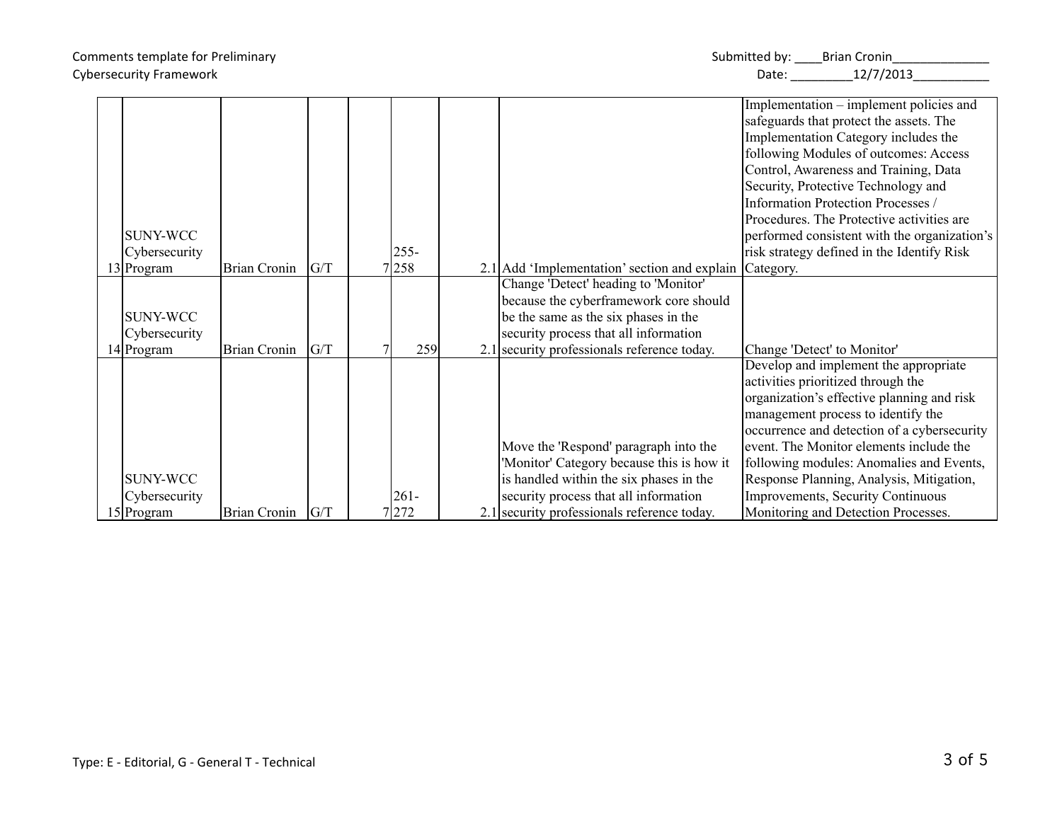Comments template for Preliminary Cybersecurity Framework

Submitted by: ____Brian Cronin______________
Date: _________12/7/2013___________

| | | | | | | | | |
|---|---|---|---|---|---|---|---|---|
| 13 | SUNY-WCC Cybersecurity Program | Brian Cronin | G/T | 7 | 255-258 | 2.1 | Add 'Implementation' section and explain | Implementation – implement policies and safeguards that protect the assets. The Implementation Category includes the following Modules of outcomes: Access Control, Awareness and Training, Data Security, Protective Technology and Information Protection Processes / Procedures. The Protective activities are performed consistent with the organization's risk strategy defined in the Identify Risk Category. |
| 14 | SUNY-WCC Cybersecurity Program | Brian Cronin | G/T | 7 | 259 | 2.1 | Change 'Detect' heading to 'Monitor' because the cyberframework core should be the same as the six phases in the security process that all information security professionals reference today. | Change 'Detect' to Monitor' |
| 15 | SUNY-WCC Cybersecurity Program | Brian Cronin | G/T | 7 | 261-272 | 2.1 | Move the 'Respond' paragraph into the 'Monitor' Category because this is how it is handled within the six phases in the security process that all information security professionals reference today. | Develop and implement the appropriate activities prioritized through the organization's effective planning and risk management process to identify the occurrence and detection of a cybersecurity event. The Monitor elements include the following modules: Anomalies and Events, Response Planning, Analysis, Mitigation, Improvements, Security Continuous Monitoring and Detection Processes. |

Type: E - Editorial, G - General T - Technical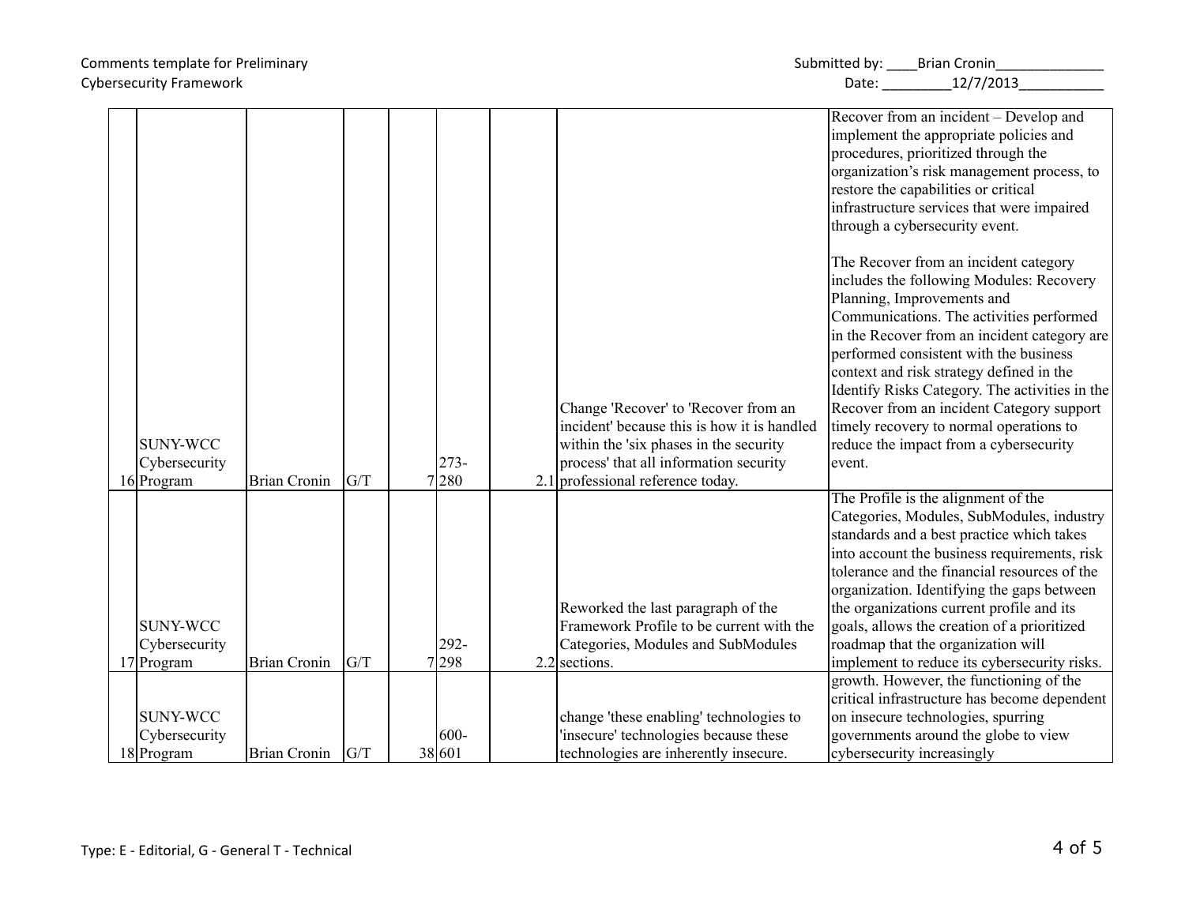Comments template for Preliminary Cybersecurity Framework

Submitted by: ____Brian Cronin______________
Date: _________12/7/2013___________

| | | | | | | | | | |
|---|---|---|---|---|---|---|---|---|---|
| 16 | SUNY-WCC Cybersecurity Program | Brian Cronin | G/T | 7 | 273-280 | | 2.1 | Change 'Recover' to 'Recover from an incident' because this is how it is handled within the 'six phases in the security process' that all information security professional reference today. | Recover from an incident – Develop and implement the appropriate policies and procedures, prioritized through the organization's risk management process, to restore the capabilities or critical infrastructure services that were impaired through a cybersecurity event.<br><br>The Recover from an incident category includes the following Modules: Recovery Planning, Improvements and Communications. The activities performed in the Recover from an incident category are performed consistent with the business context and risk strategy defined in the Identify Risks Category. The activities in the Recover from an incident Category support timely recovery to normal operations to reduce the impact from a cybersecurity event. |
| 17 | SUNY-WCC Cybersecurity Program | Brian Cronin | G/T | 7 | 292-298 | | 2.2 | Reworked the last paragraph of the Framework Profile to be current with the Categories, Modules and SubModules sections. | The Profile is the alignment of the Categories, Modules, SubModules, industry standards and a best practice which takes into account the business requirements, risk tolerance and the financial resources of the organization. Identifying the gaps between the organizations current profile and its goals, allows the creation of a prioritized roadmap that the organization will implement to reduce its cybersecurity risks. |
| 18 | SUNY-WCC Cybersecurity Program | Brian Cronin | G/T | 38 | 600-601 | | | change 'these enabling' technologies to 'insecure' technologies because these technologies are inherently insecure. | growth. However, the functioning of the critical infrastructure has become dependent on insecure technologies, spurring governments around the globe to view cybersecurity increasingly |

Type: E - Editorial, G - General T - Technical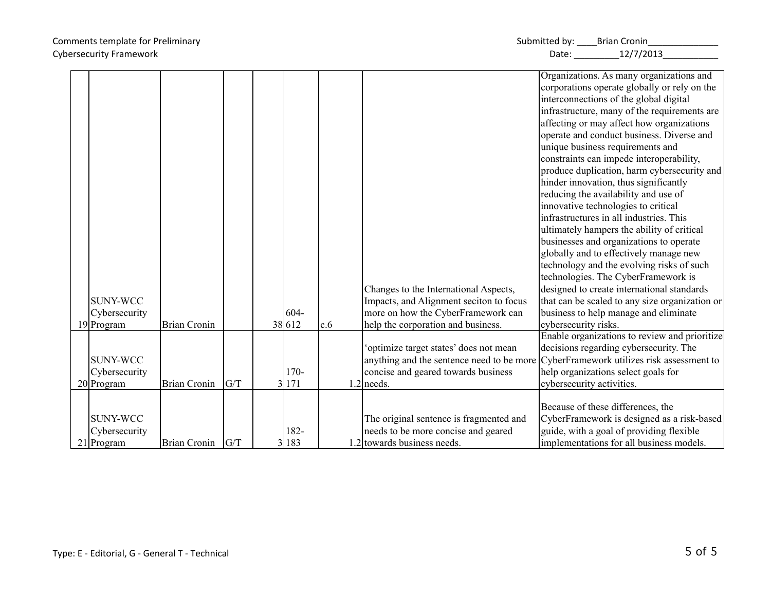Comments template for Preliminary Cybersecurity Framework

Submitted by: ____Brian Cronin______________

Date: _________12/7/2013___________

| | | | | | | | | | |
|---|---|---|---|---|---|---|---|---|---|
| 19 | SUNY-WCC Cybersecurity Program | Brian Cronin | | 38 | 604-612 | c.6 | | Changes to the International Aspects, Impacts, and Alignment seciton to focus more on how the CyberFramework can help the corporation and business. | Organizations. As many organizations and corporations operate globally or rely on the interconnections of the global digital infrastructure, many of the requirements are affecting or may affect how organizations operate and conduct business. Diverse and unique business requirements and constraints can impede interoperability, produce duplication, harm cybersecurity and hinder innovation, thus significantly reducing the availability and use of innovative technologies to critical infrastructures in all industries. This ultimately hampers the ability of critical businesses and organizations to operate globally and to effectively manage new technology and the evolving risks of such technologies. The CyberFramework is designed to create international standards that can be scaled to any size organization or business to help manage and eliminate cybersecurity risks. |
| 20 | SUNY-WCC Cybersecurity Program | Brian Cronin | G/T | 3 | 170-171 | | 1.2 | 'optimize target states' does not mean anything and the sentence need to be more concise and geared towards business needs. | Enable organizations to review and prioritize decisions regarding cybersecurity. The CyberFramework utilizes risk assessment to help organizations select goals for cybersecurity activities. |
| 21 | SUNY-WCC Cybersecurity Program | Brian Cronin | G/T | 3 | 182-183 | | 1.2 | The original sentence is fragmented and needs to be more concise and geared towards business needs. | Because of these differences, the CyberFramework is designed as a risk-based guide, with a goal of providing flexible implementations for all business models. |

Type: E - Editorial, G - General T - Technical